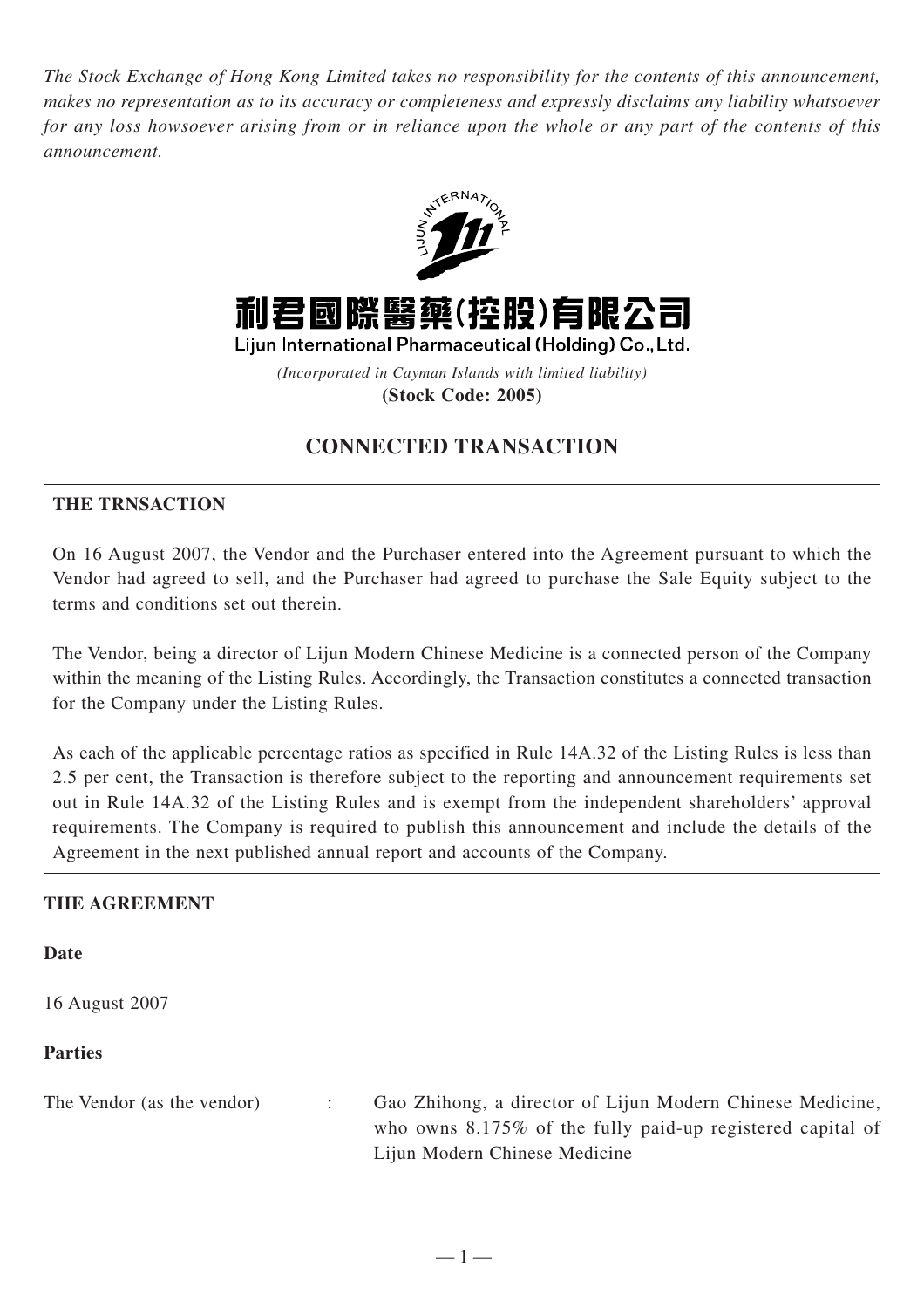*The Stock Exchange of Hong Kong Limited takes no responsibility for the contents of this announcement, makes no representation as to its accuracy or completeness and expressly disclaims any liability whatsoever for any loss howsoever arising from or in reliance upon the whole or any part of the contents of this announcement.*

# 利君國際醫藥(控股)有限公司
# Lijun International Pharmaceutical (Holding) Co., Ltd.

*(Incorporated in Cayman Islands with limited liability)*

**(Stock Code: 2005)**

## CONNECTED TRANSACTION

**THE TRNSACTION**

On 16 August 2007, the Vendor and the Purchaser entered into the Agreement pursuant to which the Vendor had agreed to sell, and the Purchaser had agreed to purchase the Sale Equity subject to the terms and conditions set out therein.

The Vendor, being a director of Lijun Modern Chinese Medicine is a connected person of the Company within the meaning of the Listing Rules. Accordingly, the Transaction constitutes a connected transaction for the Company under the Listing Rules.

As each of the applicable percentage ratios as specified in Rule 14A.32 of the Listing Rules is less than 2.5 per cent, the Transaction is therefore subject to the reporting and announcement requirements set out in Rule 14A.32 of the Listing Rules and is exempt from the independent shareholders' approval requirements. The Company is required to publish this announcement and include the details of the Agreement in the next published annual report and accounts of the Company.

**THE AGREEMENT**

**Date**

16 August 2007

**Parties**

The Vendor (as the vendor) : Gao Zhihong, a director of Lijun Modern Chinese Medicine, who owns 8.175% of the fully paid-up registered capital of Lijun Modern Chinese Medicine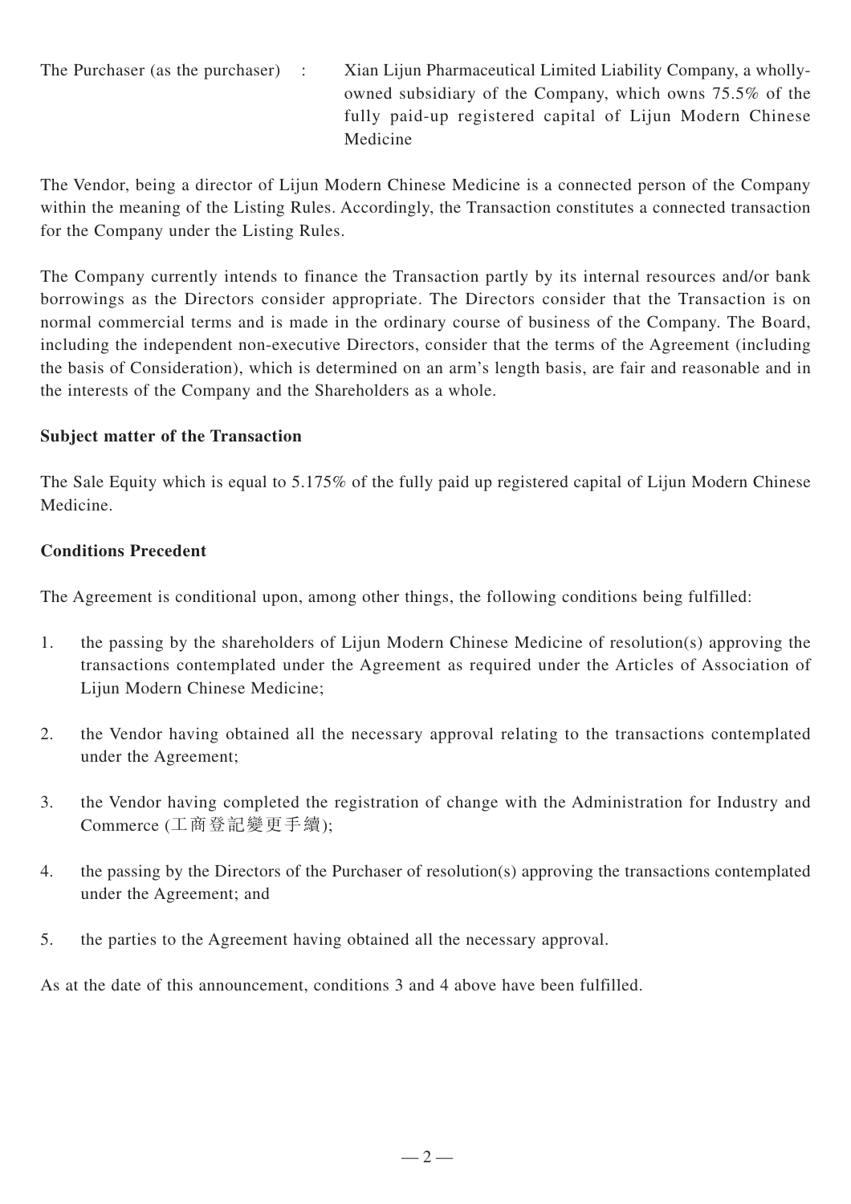The Purchaser (as the purchaser) : Xian Lijun Pharmaceutical Limited Liability Company, a wholly-owned subsidiary of the Company, which owns 75.5% of the fully paid-up registered capital of Lijun Modern Chinese Medicine

The Vendor, being a director of Lijun Modern Chinese Medicine is a connected person of the Company within the meaning of the Listing Rules. Accordingly, the Transaction constitutes a connected transaction for the Company under the Listing Rules.

The Company currently intends to finance the Transaction partly by its internal resources and/or bank borrowings as the Directors consider appropriate. The Directors consider that the Transaction is on normal commercial terms and is made in the ordinary course of business of the Company. The Board, including the independent non-executive Directors, consider that the terms of the Agreement (including the basis of Consideration), which is determined on an arm's length basis, are fair and reasonable and in the interests of the Company and the Shareholders as a whole.

**Subject matter of the Transaction**

The Sale Equity which is equal to 5.175% of the fully paid up registered capital of Lijun Modern Chinese Medicine.

**Conditions Precedent**

The Agreement is conditional upon, among other things, the following conditions being fulfilled:

1. the passing by the shareholders of Lijun Modern Chinese Medicine of resolution(s) approving the transactions contemplated under the Agreement as required under the Articles of Association of Lijun Modern Chinese Medicine;

2. the Vendor having obtained all the necessary approval relating to the transactions contemplated under the Agreement;

3. the Vendor having completed the registration of change with the Administration for Industry and Commerce (工商登記變更手續);

4. the passing by the Directors of the Purchaser of resolution(s) approving the transactions contemplated under the Agreement; and

5. the parties to the Agreement having obtained all the necessary approval.

As at the date of this announcement, conditions 3 and 4 above have been fulfilled.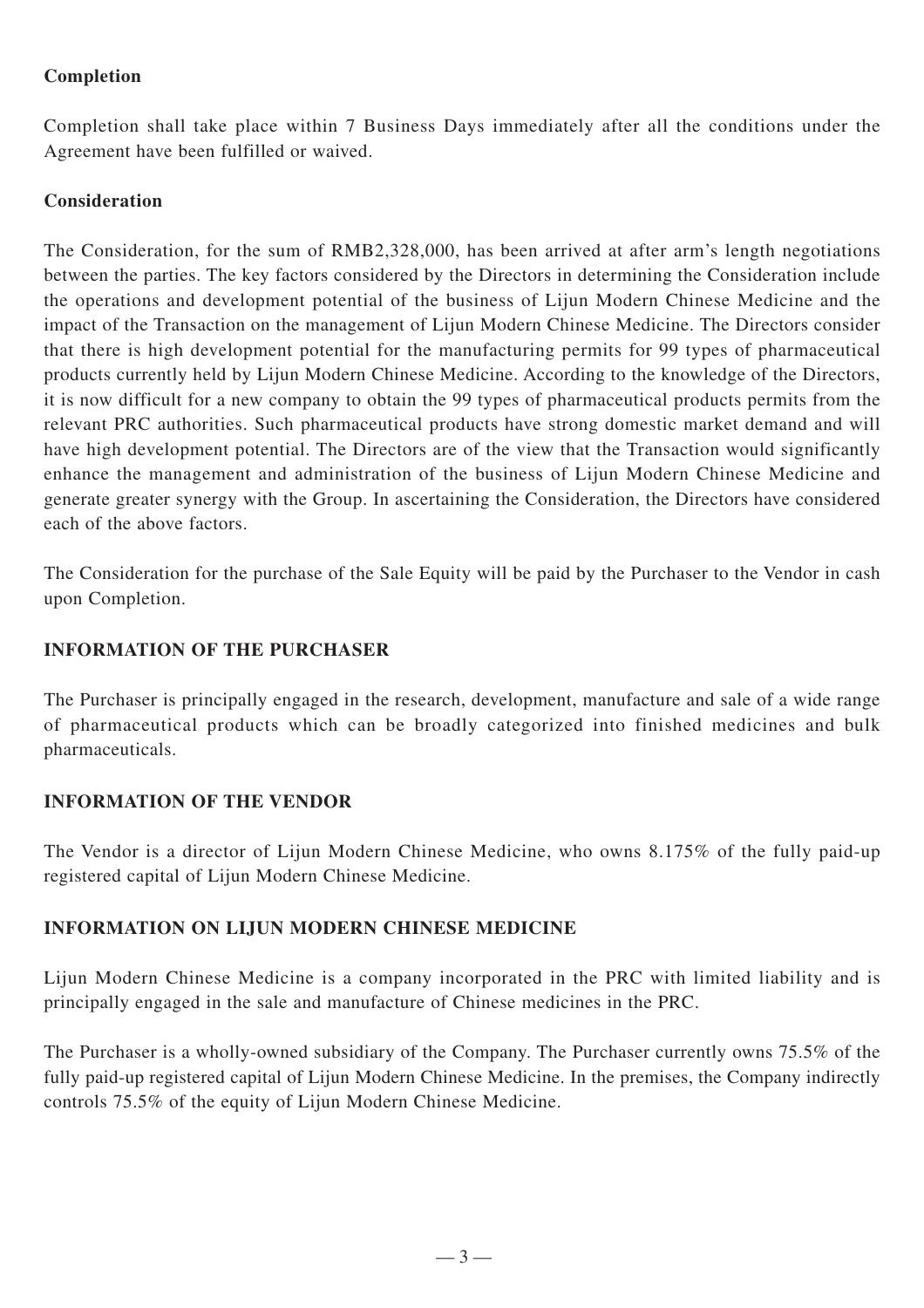**Completion**

Completion shall take place within 7 Business Days immediately after all the conditions under the Agreement have been fulfilled or waived.

**Consideration**

The Consideration, for the sum of RMB2,328,000, has been arrived at after arm's length negotiations between the parties. The key factors considered by the Directors in determining the Consideration include the operations and development potential of the business of Lijun Modern Chinese Medicine and the impact of the Transaction on the management of Lijun Modern Chinese Medicine. The Directors consider that there is high development potential for the manufacturing permits for 99 types of pharmaceutical products currently held by Lijun Modern Chinese Medicine. According to the knowledge of the Directors, it is now difficult for a new company to obtain the 99 types of pharmaceutical products permits from the relevant PRC authorities. Such pharmaceutical products have strong domestic market demand and will have high development potential. The Directors are of the view that the Transaction would significantly enhance the management and administration of the business of Lijun Modern Chinese Medicine and generate greater synergy with the Group. In ascertaining the Consideration, the Directors have considered each of the above factors.

The Consideration for the purchase of the Sale Equity will be paid by the Purchaser to the Vendor in cash upon Completion.

## INFORMATION OF THE PURCHASER

The Purchaser is principally engaged in the research, development, manufacture and sale of a wide range of pharmaceutical products which can be broadly categorized into finished medicines and bulk pharmaceuticals.

## INFORMATION OF THE VENDOR

The Vendor is a director of Lijun Modern Chinese Medicine, who owns 8.175% of the fully paid-up registered capital of Lijun Modern Chinese Medicine.

## INFORMATION ON LIJUN MODERN CHINESE MEDICINE

Lijun Modern Chinese Medicine is a company incorporated in the PRC with limited liability and is principally engaged in the sale and manufacture of Chinese medicines in the PRC.

The Purchaser is a wholly-owned subsidiary of the Company. The Purchaser currently owns 75.5% of the fully paid-up registered capital of Lijun Modern Chinese Medicine. In the premises, the Company indirectly controls 75.5% of the equity of Lijun Modern Chinese Medicine.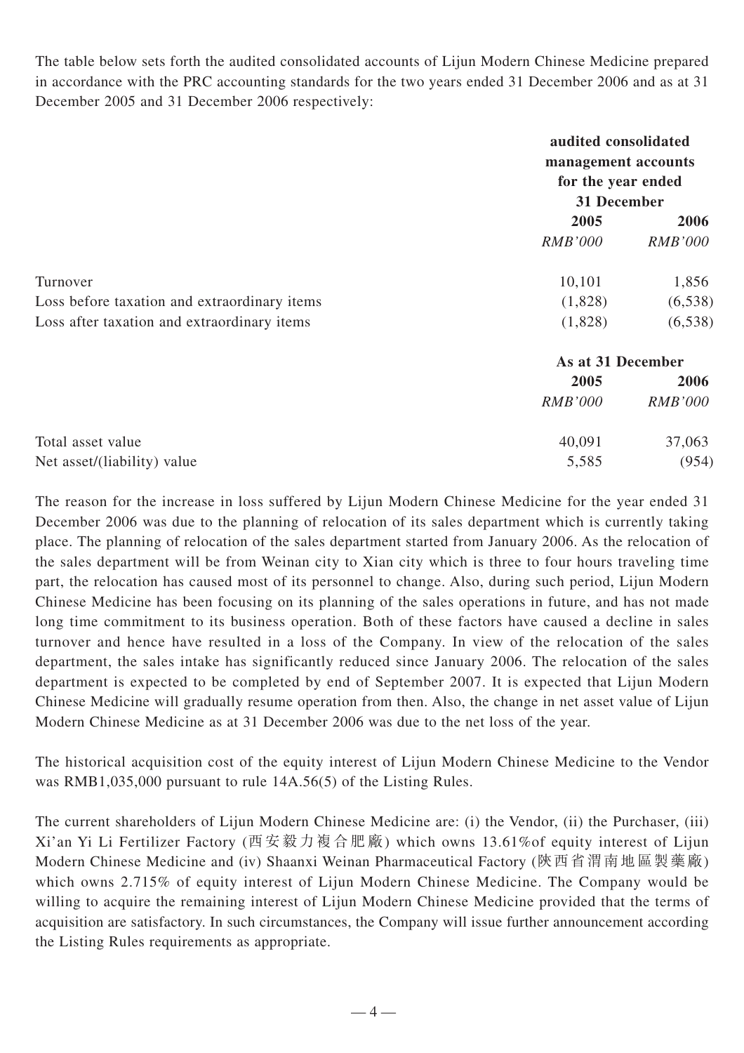The table below sets forth the audited consolidated accounts of Lijun Modern Chinese Medicine prepared in accordance with the PRC accounting standards for the two years ended 31 December 2006 and as at 31 December 2005 and 31 December 2006 respectively:

| | **audited consolidated management accounts for the year ended 31 December** | |
|---|---|---|
| | **2005** | **2006** |
| | *RMB'000* | *RMB'000* |
| Turnover | 10,101 | 1,856 |
| Loss before taxation and extraordinary items | (1,828) | (6,538) |
| Loss after taxation and extraordinary items | (1,828) | (6,538) |
| | **As at 31 December** | |
| | **2005** | **2006** |
| | *RMB'000* | *RMB'000* |
| Total asset value | 40,091 | 37,063 |
| Net asset/(liability) value | 5,585 | (954) |

The reason for the increase in loss suffered by Lijun Modern Chinese Medicine for the year ended 31 December 2006 was due to the planning of relocation of its sales department which is currently taking place. The planning of relocation of the sales department started from January 2006. As the relocation of the sales department will be from Weinan city to Xian city which is three to four hours traveling time part, the relocation has caused most of its personnel to change. Also, during such period, Lijun Modern Chinese Medicine has been focusing on its planning of the sales operations in future, and has not made long time commitment to its business operation. Both of these factors have caused a decline in sales turnover and hence have resulted in a loss of the Company. In view of the relocation of the sales department, the sales intake has significantly reduced since January 2006. The relocation of the sales department is expected to be completed by end of September 2007. It is expected that Lijun Modern Chinese Medicine will gradually resume operation from then. Also, the change in net asset value of Lijun Modern Chinese Medicine as at 31 December 2006 was due to the net loss of the year.

The historical acquisition cost of the equity interest of Lijun Modern Chinese Medicine to the Vendor was RMB1,035,000 pursuant to rule 14A.56(5) of the Listing Rules.

The current shareholders of Lijun Modern Chinese Medicine are: (i) the Vendor, (ii) the Purchaser, (iii) Xi'an Yi Li Fertilizer Factory (西安毅力複合肥廠) which owns 13.61%of equity interest of Lijun Modern Chinese Medicine and (iv) Shaanxi Weinan Pharmaceutical Factory (陝西省渭南地區製藥廠) which owns 2.715% of equity interest of Lijun Modern Chinese Medicine. The Company would be willing to acquire the remaining interest of Lijun Modern Chinese Medicine provided that the terms of acquisition are satisfactory. In such circumstances, the Company will issue further announcement according the Listing Rules requirements as appropriate.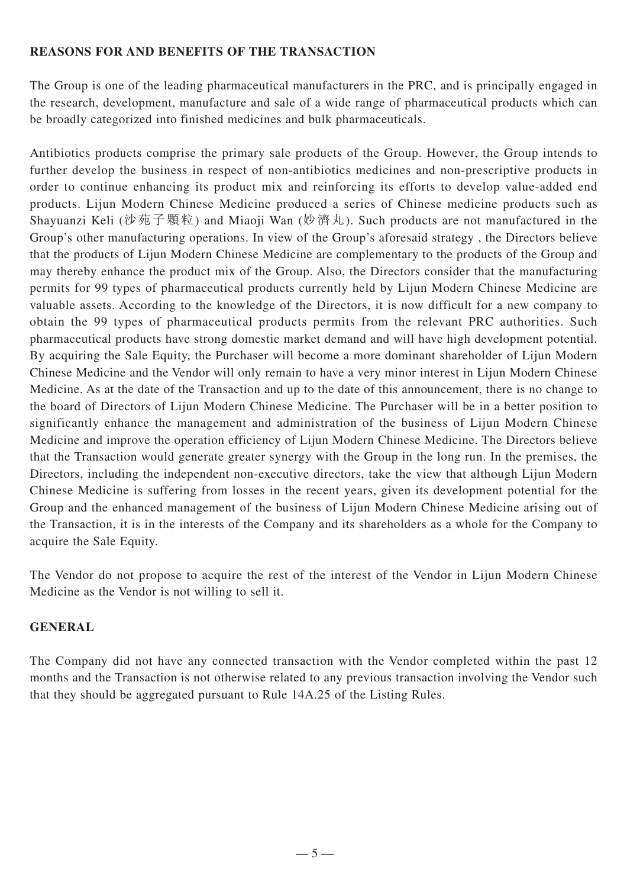**REASONS FOR AND BENEFITS OF THE TRANSACTION**

The Group is one of the leading pharmaceutical manufacturers in the PRC, and is principally engaged in the research, development, manufacture and sale of a wide range of pharmaceutical products which can be broadly categorized into finished medicines and bulk pharmaceuticals.

Antibiotics products comprise the primary sale products of the Group. However, the Group intends to further develop the business in respect of non-antibiotics medicines and non-prescriptive products in order to continue enhancing its product mix and reinforcing its efforts to develop value-added end products. Lijun Modern Chinese Medicine produced a series of Chinese medicine products such as Shayuanzi Keli (沙苑子顆粒) and Miaoji Wan (妙濟丸). Such products are not manufactured in the Group's other manufacturing operations. In view of the Group's aforesaid strategy , the Directors believe that the products of Lijun Modern Chinese Medicine are complementary to the products of the Group and may thereby enhance the product mix of the Group. Also, the Directors consider that the manufacturing permits for 99 types of pharmaceutical products currently held by Lijun Modern Chinese Medicine are valuable assets. According to the knowledge of the Directors, it is now difficult for a new company to obtain the 99 types of pharmaceutical products permits from the relevant PRC authorities. Such pharmaceutical products have strong domestic market demand and will have high development potential. By acquiring the Sale Equity, the Purchaser will become a more dominant shareholder of Lijun Modern Chinese Medicine and the Vendor will only remain to have a very minor interest in Lijun Modern Chinese Medicine. As at the date of the Transaction and up to the date of this announcement, there is no change to the board of Directors of Lijun Modern Chinese Medicine. The Purchaser will be in a better position to significantly enhance the management and administration of the business of Lijun Modern Chinese Medicine and improve the operation efficiency of Lijun Modern Chinese Medicine. The Directors believe that the Transaction would generate greater synergy with the Group in the long run. In the premises, the Directors, including the independent non-executive directors, take the view that although Lijun Modern Chinese Medicine is suffering from losses in the recent years, given its development potential for the Group and the enhanced management of the business of Lijun Modern Chinese Medicine arising out of the Transaction, it is in the interests of the Company and its shareholders as a whole for the Company to acquire the Sale Equity.

The Vendor do not propose to acquire the rest of the interest of the Vendor in Lijun Modern Chinese Medicine as the Vendor is not willing to sell it.

**GENERAL**

The Company did not have any connected transaction with the Vendor completed within the past 12 months and the Transaction is not otherwise related to any previous transaction involving the Vendor such that they should be aggregated pursuant to Rule 14A.25 of the Listing Rules.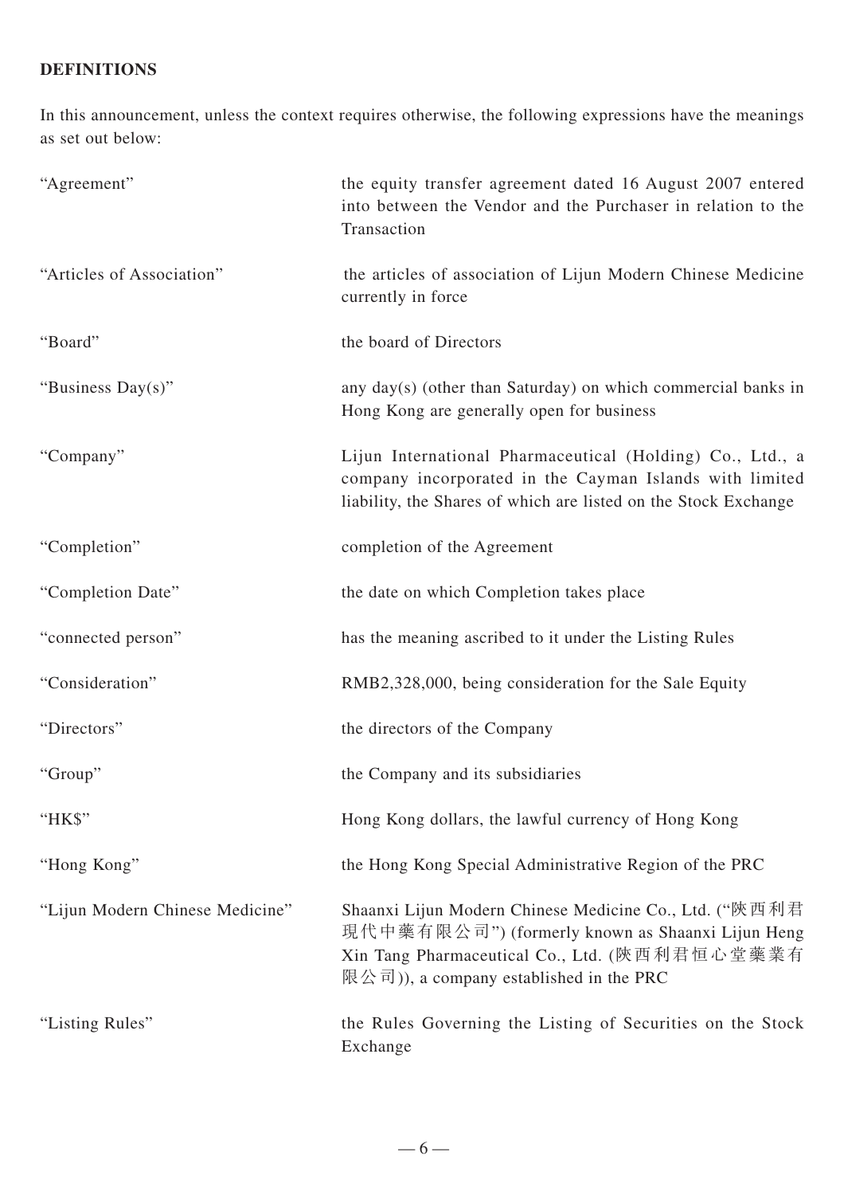## DEFINITIONS

In this announcement, unless the context requires otherwise, the following expressions have the meanings as set out below:

| | |
|---|---|
| "Agreement" | the equity transfer agreement dated 16 August 2007 entered into between the Vendor and the Purchaser in relation to the Transaction |
| "Articles of Association" | the articles of association of Lijun Modern Chinese Medicine currently in force |
| "Board" | the board of Directors |
| "Business Day(s)" | any day(s) (other than Saturday) on which commercial banks in Hong Kong are generally open for business |
| "Company" | Lijun International Pharmaceutical (Holding) Co., Ltd., a company incorporated in the Cayman Islands with limited liability, the Shares of which are listed on the Stock Exchange |
| "Completion" | completion of the Agreement |
| "Completion Date" | the date on which Completion takes place |
| "connected person" | has the meaning ascribed to it under the Listing Rules |
| "Consideration" | RMB2,328,000, being consideration for the Sale Equity |
| "Directors" | the directors of the Company |
| "Group" | the Company and its subsidiaries |
| "HK$" | Hong Kong dollars, the lawful currency of Hong Kong |
| "Hong Kong" | the Hong Kong Special Administrative Region of the PRC |
| "Lijun Modern Chinese Medicine" | Shaanxi Lijun Modern Chinese Medicine Co., Ltd. ("陝西利君現代中藥有限公司") (formerly known as Shaanxi Lijun Heng Xin Tang Pharmaceutical Co., Ltd. (陝西利君恒心堂藥業有限公司)), a company established in the PRC |
| "Listing Rules" | the Rules Governing the Listing of Securities on the Stock Exchange |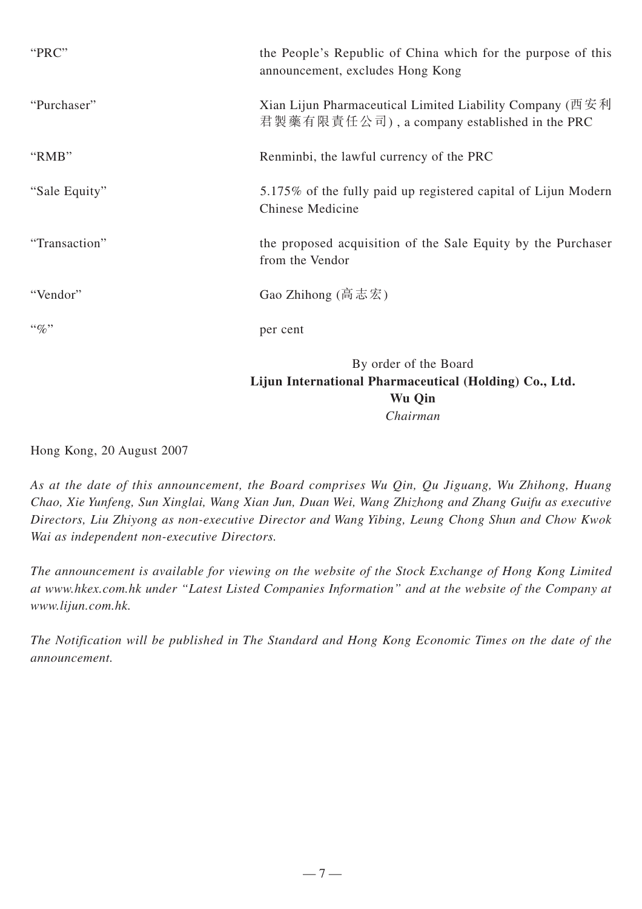| | |
|---|---|
| "PRC" | the People's Republic of China which for the purpose of this announcement, excludes Hong Kong |
| "Purchaser" | Xian Lijun Pharmaceutical Limited Liability Company (西安利君製藥有限責任公司) , a company established in the PRC |
| "RMB" | Renminbi, the lawful currency of the PRC |
| "Sale Equity" | 5.175% of the fully paid up registered capital of Lijun Modern Chinese Medicine |
| "Transaction" | the proposed acquisition of the Sale Equity by the Purchaser from the Vendor |
| "Vendor" | Gao Zhihong (高志宏) |
| "%" | per cent |

By order of the Board
**Lijun International Pharmaceutical (Holding) Co., Ltd.**
**Wu Qin**
*Chairman*

Hong Kong, 20 August 2007

*As at the date of this announcement, the Board comprises Wu Qin, Qu Jiguang, Wu Zhihong, Huang Chao, Xie Yunfeng, Sun Xinglai, Wang Xian Jun, Duan Wei, Wang Zhizhong and Zhang Guifu as executive Directors, Liu Zhiyong as non-executive Director and Wang Yibing, Leung Chong Shun and Chow Kwok Wai as independent non-executive Directors.*

*The announcement is available for viewing on the website of the Stock Exchange of Hong Kong Limited at www.hkex.com.hk under "Latest Listed Companies Information" and at the website of the Company at www.lijun.com.hk.*

*The Notification will be published in The Standard and Hong Kong Economic Times on the date of the announcement.*